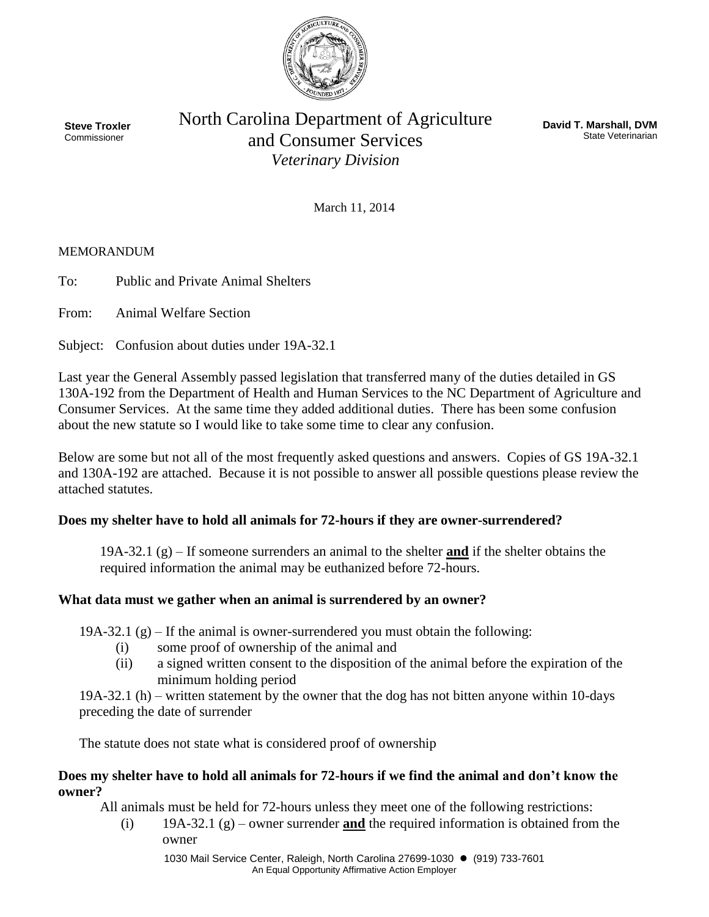**Steve Troxler**
Commissioner

# North Carolina Department of Agriculture and Consumer Services

*Veterinary Division*

**David T. Marshall, DVM**
State Veterinarian

March 11, 2014

MEMORANDUM

To: Public and Private Animal Shelters

From: Animal Welfare Section

Subject: Confusion about duties under 19A-32.1

Last year the General Assembly passed legislation that transferred many of the duties detailed in GS 130A-192 from the Department of Health and Human Services to the NC Department of Agriculture and Consumer Services. At the same time they added additional duties. There has been some confusion about the new statute so I would like to take some time to clear any confusion.

Below are some but not all of the most frequently asked questions and answers. Copies of GS 19A-32.1 and 130A-192 are attached. Because it is not possible to answer all possible questions please review the attached statutes.

**Does my shelter have to hold all animals for 72-hours if they are owner-surrendered?**

19A-32.1 (g) – If someone surrenders an animal to the shelter **and** if the shelter obtains the required information the animal may be euthanized before 72-hours.

**What data must we gather when an animal is surrendered by an owner?**

19A-32.1 (g) – If the animal is owner-surrendered you must obtain the following:

(i) some proof of ownership of the animal and

(ii) a signed written consent to the disposition of the animal before the expiration of the minimum holding period

19A-32.1 (h) – written statement by the owner that the dog has not bitten anyone within 10-days preceding the date of surrender

The statute does not state what is considered proof of ownership

**Does my shelter have to hold all animals for 72-hours if we find the animal and don't know the owner?**

All animals must be held for 72-hours unless they meet one of the following restrictions:

(i) 19A-32.1 (g) – owner surrender **and** the required information is obtained from the owner

1030 Mail Service Center, Raleigh, North Carolina 27699-1030 ● (919) 733-7601
An Equal Opportunity Affirmative Action Employer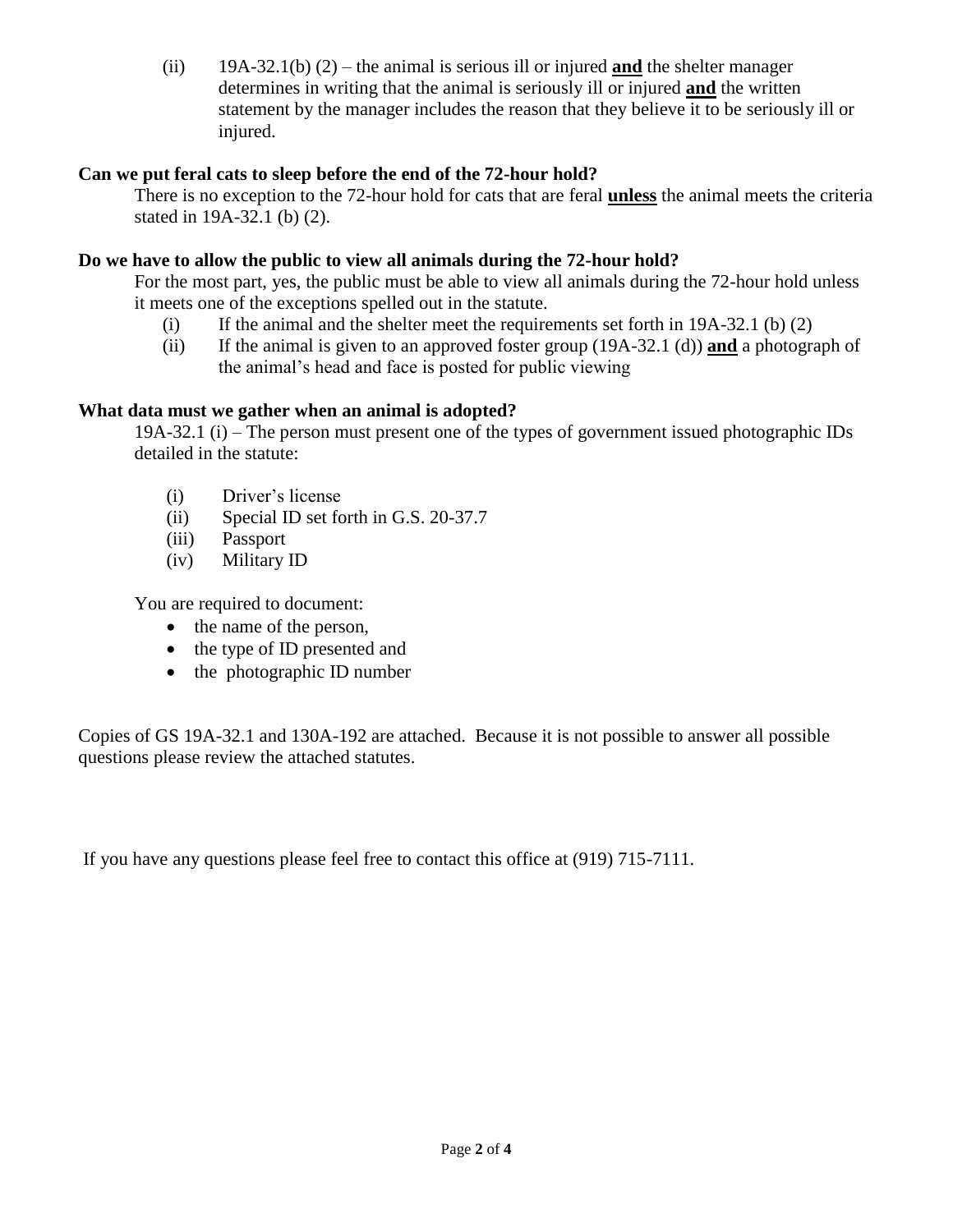(ii) 19A-32.1(b) (2) – the animal is serious ill or injured **and** the shelter manager determines in writing that the animal is seriously ill or injured **and** the written statement by the manager includes the reason that they believe it to be seriously ill or injured.

**Can we put feral cats to sleep before the end of the 72-hour hold?**

There is no exception to the 72-hour hold for cats that are feral **unless** the animal meets the criteria stated in 19A-32.1 (b) (2).

**Do we have to allow the public to view all animals during the 72-hour hold?**

For the most part, yes, the public must be able to view all animals during the 72-hour hold unless it meets one of the exceptions spelled out in the statute.

(i) If the animal and the shelter meet the requirements set forth in 19A-32.1 (b) (2)

(ii) If the animal is given to an approved foster group (19A-32.1 (d)) **and** a photograph of the animal's head and face is posted for public viewing

**What data must we gather when an animal is adopted?**

19A-32.1 (i) – The person must present one of the types of government issued photographic IDs detailed in the statute:

(i) Driver's license
(ii) Special ID set forth in G.S. 20-37.7
(iii) Passport
(iv) Military ID

You are required to document:

- the name of the person,
- the type of ID presented and
- the photographic ID number

Copies of GS 19A-32.1 and 130A-192 are attached. Because it is not possible to answer all possible questions please review the attached statutes.

If you have any questions please feel free to contact this office at (919) 715-7111.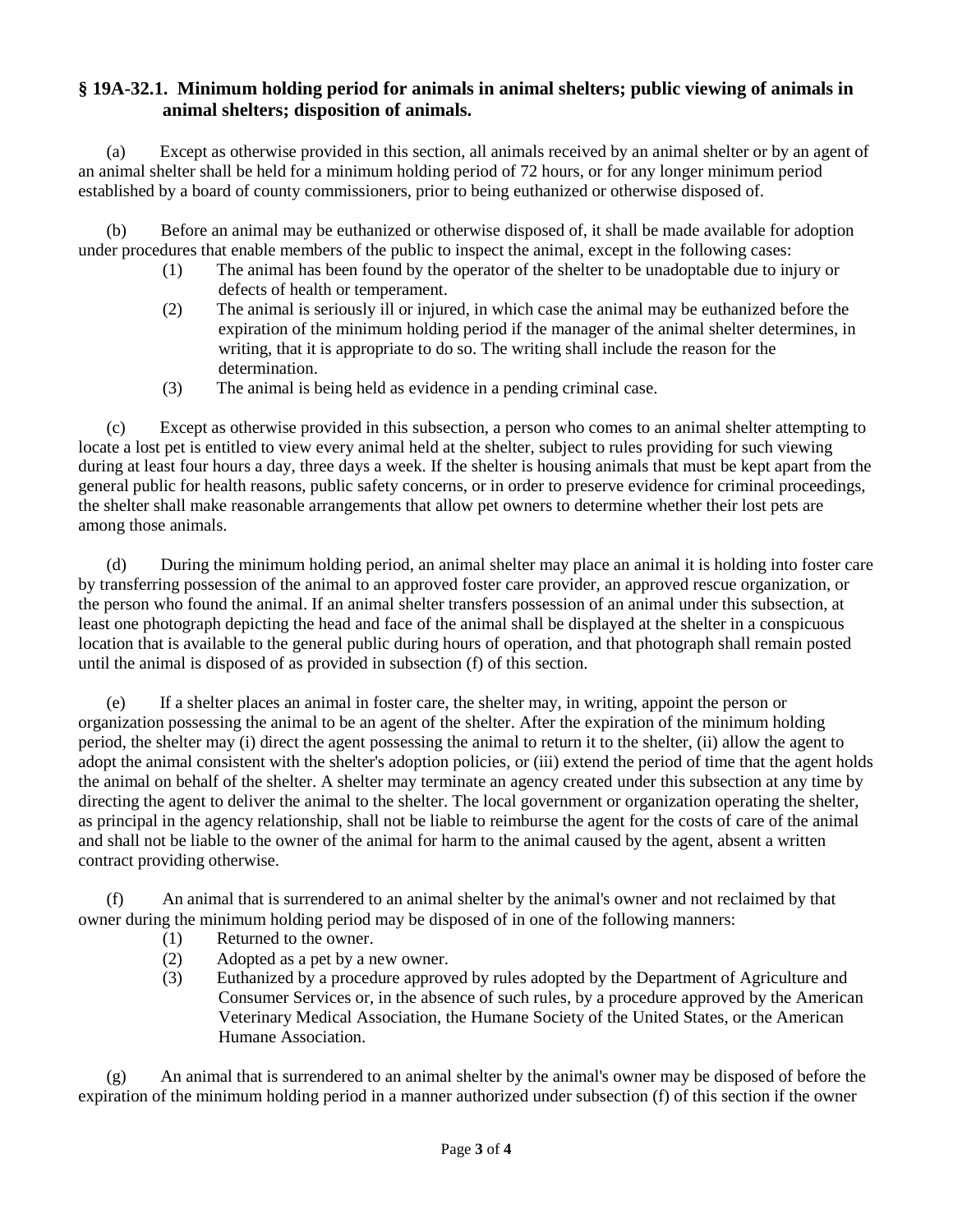### § 19A-32.1. Minimum holding period for animals in animal shelters; public viewing of animals in animal shelters; disposition of animals.

(a) Except as otherwise provided in this section, all animals received by an animal shelter or by an agent of an animal shelter shall be held for a minimum holding period of 72 hours, or for any longer minimum period established by a board of county commissioners, prior to being euthanized or otherwise disposed of.

(b) Before an animal may be euthanized or otherwise disposed of, it shall be made available for adoption under procedures that enable members of the public to inspect the animal, except in the following cases:

(1) The animal has been found by the operator of the shelter to be unadoptable due to injury or defects of health or temperament.

(2) The animal is seriously ill or injured, in which case the animal may be euthanized before the expiration of the minimum holding period if the manager of the animal shelter determines, in writing, that it is appropriate to do so. The writing shall include the reason for the determination.

(3) The animal is being held as evidence in a pending criminal case.

(c) Except as otherwise provided in this subsection, a person who comes to an animal shelter attempting to locate a lost pet is entitled to view every animal held at the shelter, subject to rules providing for such viewing during at least four hours a day, three days a week. If the shelter is housing animals that must be kept apart from the general public for health reasons, public safety concerns, or in order to preserve evidence for criminal proceedings, the shelter shall make reasonable arrangements that allow pet owners to determine whether their lost pets are among those animals.

(d) During the minimum holding period, an animal shelter may place an animal it is holding into foster care by transferring possession of the animal to an approved foster care provider, an approved rescue organization, or the person who found the animal. If an animal shelter transfers possession of an animal under this subsection, at least one photograph depicting the head and face of the animal shall be displayed at the shelter in a conspicuous location that is available to the general public during hours of operation, and that photograph shall remain posted until the animal is disposed of as provided in subsection (f) of this section.

(e) If a shelter places an animal in foster care, the shelter may, in writing, appoint the person or organization possessing the animal to be an agent of the shelter. After the expiration of the minimum holding period, the shelter may (i) direct the agent possessing the animal to return it to the shelter, (ii) allow the agent to adopt the animal consistent with the shelter's adoption policies, or (iii) extend the period of time that the agent holds the animal on behalf of the shelter. A shelter may terminate an agency created under this subsection at any time by directing the agent to deliver the animal to the shelter. The local government or organization operating the shelter, as principal in the agency relationship, shall not be liable to reimburse the agent for the costs of care of the animal and shall not be liable to the owner of the animal for harm to the animal caused by the agent, absent a written contract providing otherwise.

(f) An animal that is surrendered to an animal shelter by the animal's owner and not reclaimed by that owner during the minimum holding period may be disposed of in one of the following manners:

(1) Returned to the owner.

(2) Adopted as a pet by a new owner.

(3) Euthanized by a procedure approved by rules adopted by the Department of Agriculture and Consumer Services or, in the absence of such rules, by a procedure approved by the American Veterinary Medical Association, the Humane Society of the United States, or the American Humane Association.

(g) An animal that is surrendered to an animal shelter by the animal's owner may be disposed of before the expiration of the minimum holding period in a manner authorized under subsection (f) of this section if the owner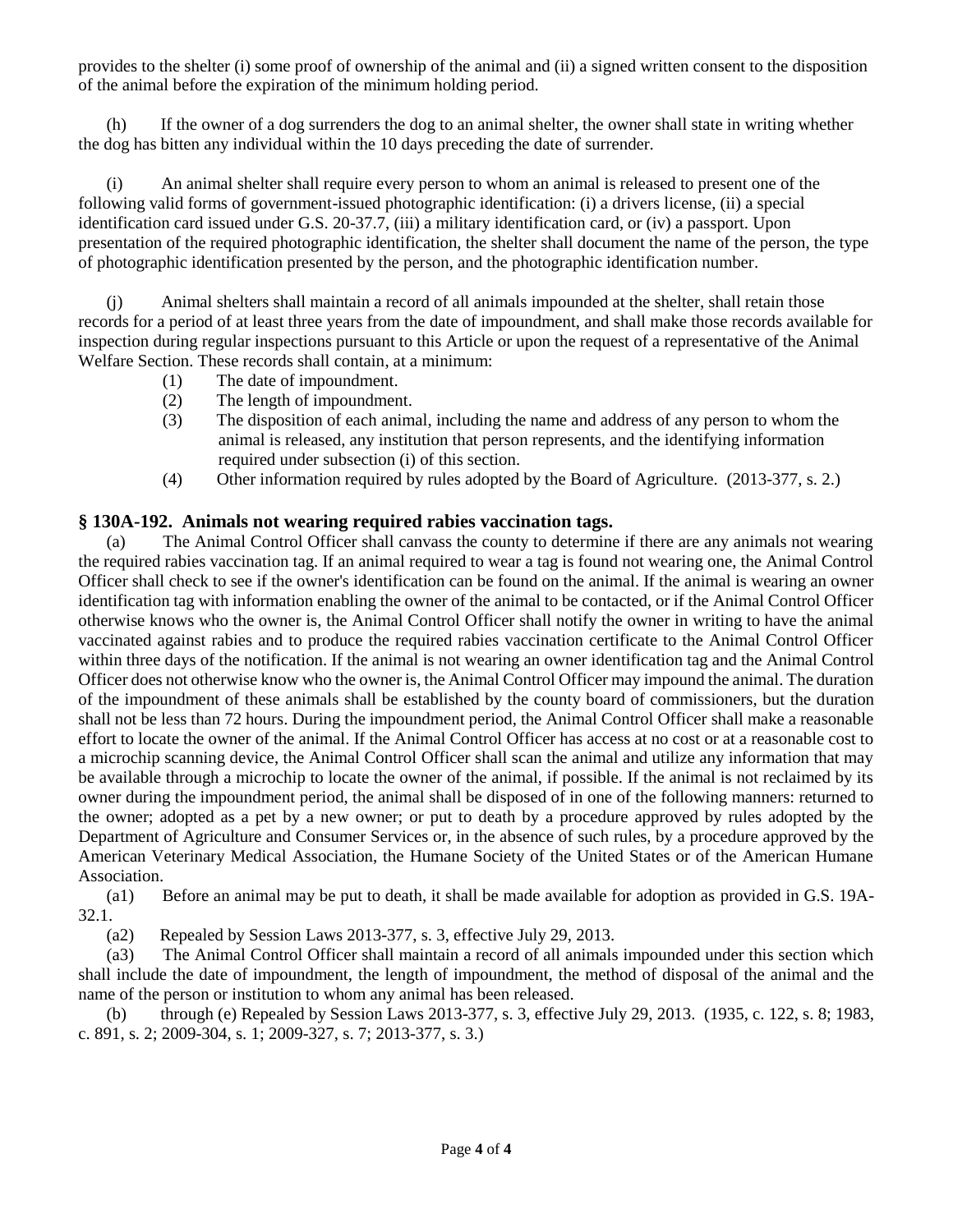provides to the shelter (i) some proof of ownership of the animal and (ii) a signed written consent to the disposition of the animal before the expiration of the minimum holding period.

(h) If the owner of a dog surrenders the dog to an animal shelter, the owner shall state in writing whether the dog has bitten any individual within the 10 days preceding the date of surrender.

(i) An animal shelter shall require every person to whom an animal is released to present one of the following valid forms of government-issued photographic identification: (i) a drivers license, (ii) a special identification card issued under G.S. 20-37.7, (iii) a military identification card, or (iv) a passport. Upon presentation of the required photographic identification, the shelter shall document the name of the person, the type of photographic identification presented by the person, and the photographic identification number.

(j) Animal shelters shall maintain a record of all animals impounded at the shelter, shall retain those records for a period of at least three years from the date of impoundment, and shall make those records available for inspection during regular inspections pursuant to this Article or upon the request of a representative of the Animal Welfare Section. These records shall contain, at a minimum:

(1) The date of impoundment.
(2) The length of impoundment.
(3) The disposition of each animal, including the name and address of any person to whom the animal is released, any institution that person represents, and the identifying information required under subsection (i) of this section.
(4) Other information required by rules adopted by the Board of Agriculture. (2013-377, s. 2.)

### § 130A-192. Animals not wearing required rabies vaccination tags.

(a) The Animal Control Officer shall canvass the county to determine if there are any animals not wearing the required rabies vaccination tag. If an animal required to wear a tag is found not wearing one, the Animal Control Officer shall check to see if the owner's identification can be found on the animal. If the animal is wearing an owner identification tag with information enabling the owner of the animal to be contacted, or if the Animal Control Officer otherwise knows who the owner is, the Animal Control Officer shall notify the owner in writing to have the animal vaccinated against rabies and to produce the required rabies vaccination certificate to the Animal Control Officer within three days of the notification. If the animal is not wearing an owner identification tag and the Animal Control Officer does not otherwise know who the owner is, the Animal Control Officer may impound the animal. The duration of the impoundment of these animals shall be established by the county board of commissioners, but the duration shall not be less than 72 hours. During the impoundment period, the Animal Control Officer shall make a reasonable effort to locate the owner of the animal. If the Animal Control Officer has access at no cost or at a reasonable cost to a microchip scanning device, the Animal Control Officer shall scan the animal and utilize any information that may be available through a microchip to locate the owner of the animal, if possible. If the animal is not reclaimed by its owner during the impoundment period, the animal shall be disposed of in one of the following manners: returned to the owner; adopted as a pet by a new owner; or put to death by a procedure approved by rules adopted by the Department of Agriculture and Consumer Services or, in the absence of such rules, by a procedure approved by the American Veterinary Medical Association, the Humane Society of the United States or of the American Humane Association.

(a1) Before an animal may be put to death, it shall be made available for adoption as provided in G.S. 19A-32.1.

(a2) Repealed by Session Laws 2013-377, s. 3, effective July 29, 2013.

(a3) The Animal Control Officer shall maintain a record of all animals impounded under this section which shall include the date of impoundment, the length of impoundment, the method of disposal of the animal and the name of the person or institution to whom any animal has been released.

(b) through (e) Repealed by Session Laws 2013-377, s. 3, effective July 29, 2013. (1935, c. 122, s. 8; 1983, c. 891, s. 2; 2009-304, s. 1; 2009-327, s. 7; 2013-377, s. 3.)